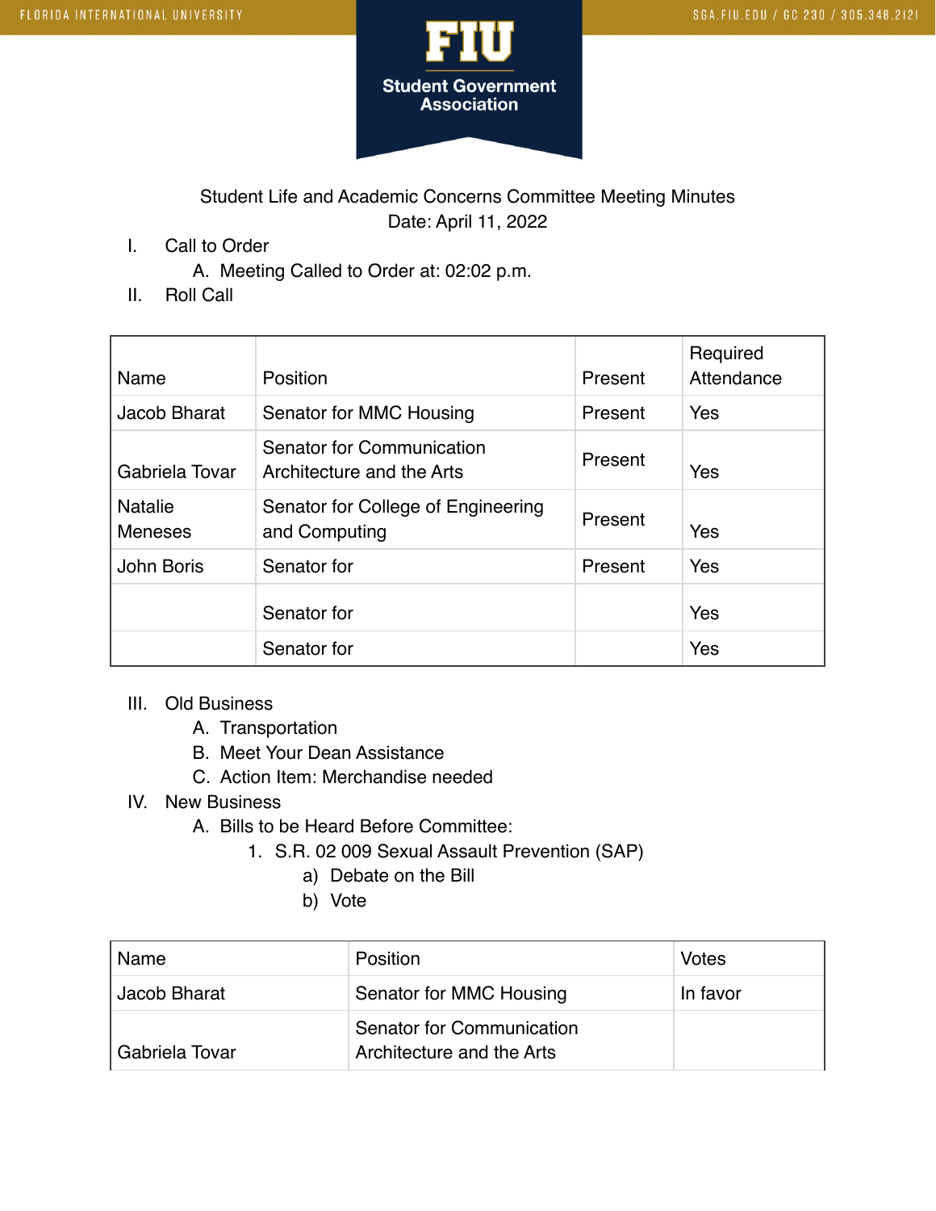Student Life and Academic Concerns Committee Meeting Minutes
Date: April 11, 2022

I. Call to Order
   A. Meeting Called to Order at: 02:02 p.m.

II. Roll Call

| Name | Position | Present | Required Attendance |
|---|---|---|---|
| Jacob Bharat | Senator for MMC Housing | Present | Yes |
| Gabriela Tovar | Senator for Communication Architecture and the Arts | Present | Yes |
| Natalie Meneses | Senator for College of Engineering and Computing | Present | Yes |
| John Boris | Senator for | Present | Yes |
| | Senator for | | Yes |
| | Senator for | | Yes |

III. Old Business
   A. Transportation
   B. Meet Your Dean Assistance
   C. Action Item: Merchandise needed

IV. New Business
   A. Bills to be Heard Before Committee:
      1. S.R. 02 009 Sexual Assault Prevention (SAP)
         a) Debate on the Bill
         b) Vote

| Name | Position | Votes |
|---|---|---|
| Jacob Bharat | Senator for MMC Housing | In favor |
| Gabriela Tovar | Senator for Communication Architecture and the Arts | |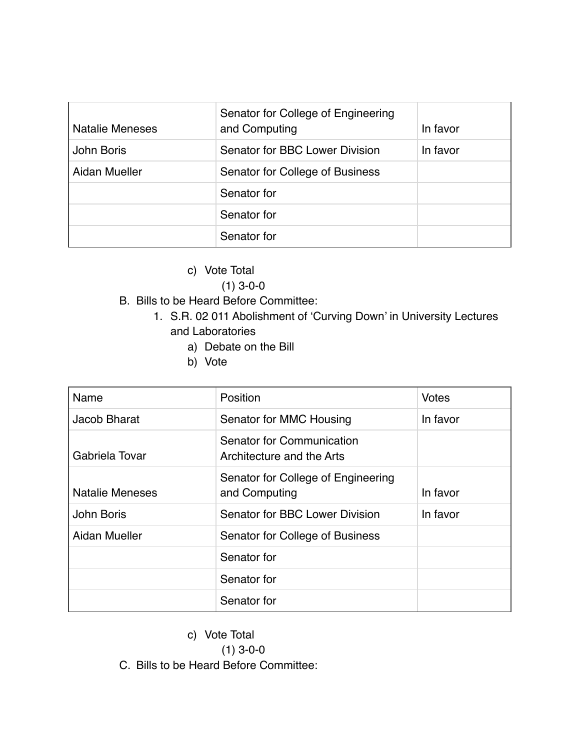| Natalie Meneses | Senator for College of Engineering and Computing | In favor |
|---|---|---|
| John Boris | Senator for BBC Lower Division | In favor |
| Aidan Mueller | Senator for College of Business | |
| | Senator for | |
| | Senator for | |
| | Senator for | |

c) Vote Total

(1) 3-0-0

B. Bills to be Heard Before Committee:

1. S.R. 02 011 Abolishment of 'Curving Down' in University Lectures and Laboratories
   a) Debate on the Bill
   b) Vote

| Name | Position | Votes |
|---|---|---|
| Jacob Bharat | Senator for MMC Housing | In favor |
| Gabriela Tovar | Senator for Communication Architecture and the Arts | |
| Natalie Meneses | Senator for College of Engineering and Computing | In favor |
| John Boris | Senator for BBC Lower Division | In favor |
| Aidan Mueller | Senator for College of Business | |
| | Senator for | |
| | Senator for | |
| | Senator for | |

c) Vote Total

(1) 3-0-0

C. Bills to be Heard Before Committee: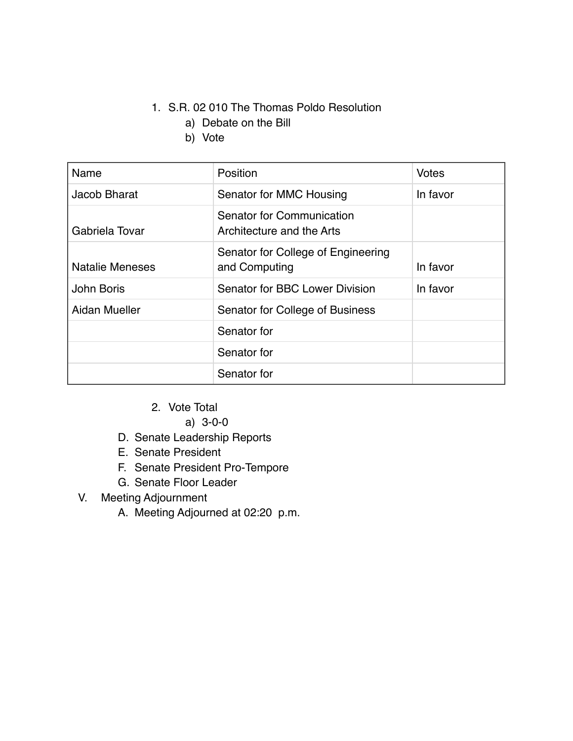1. S.R. 02 010 The Thomas Poldo Resolution
    a) Debate on the Bill
    b) Vote

| Name | Position | Votes |
| --- | --- | --- |
| Jacob Bharat | Senator for MMC Housing | In favor |
| Gabriela Tovar | Senator for Communication Architecture and the Arts | |
| Natalie Meneses | Senator for College of Engineering and Computing | In favor |
| John Boris | Senator for BBC Lower Division | In favor |
| Aidan Mueller | Senator for College of Business | |
| | Senator for | |
| | Senator for | |
| | Senator for | |

2. Vote Total
    a) 3-0-0

D. Senate Leadership Reports
E. Senate President
F. Senate President Pro-Tempore
G. Senate Floor Leader

V. Meeting Adjournment
    A. Meeting Adjourned at 02:20 p.m.